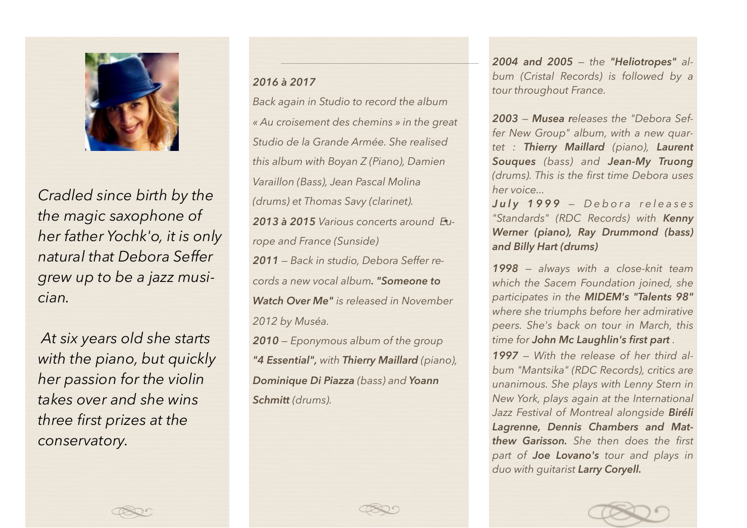*Cradled since birth by the the magic saxophone of her father Yochk'o, it is only natural that Debora Seffer grew up to be a jazz musician.*

*At six years old she starts with the piano, but quickly her passion for the violin takes over and she wins three first prizes at the conservatory.*

***2016 à 2017***

*Back again in Studio to record the album « Au croisement des chemins » in the great Studio de la Grande Armée. She realised this album with Boyan Z (Piano), Damien Varaillon (Bass), Jean Pascal Molina (drums) et Thomas Savy (clarinet).*

***2013 à 2015** Various concerts around Europe and France (Sunside)*

***2011** – Back in studio, Debora Seffer records a new vocal album. **"Someone to Watch Over Me"** is released in November 2012 by Muséa.*

***2010** – Eponymous album of the group **"4 Essential",** with **Thierry Maillard** (piano), **Dominique Di Piazza** (bass) and **Yoann Schmitt** (drums).*

***2004 and 2005** – the **"Heliotropes"** album (Cristal Records) is followed by a tour throughout France.*

***2003** – **Musea r**eleases the "Debora Seffer New Group" album, with a new quartet : **Thierry Maillard** (piano), **Laurent Souques** (bass) and **Jean-My Truong** (drums). This is the first time Debora uses her voice...*

***July 1999** – Debora releases "Standards" (RDC Records) with **Kenny Werner (piano), Ray Drummond (bass) and Billy Hart (drums)***

***1998** – always with a close-knit team which the Sacem Foundation joined, she participates in the **MIDEM's "Talents 98"** where she triumphs before her admirative peers. She's back on tour in March, this time for **John Mc Laughlin's first part** .*

***1997** – With the release of her third album "Mantsika" (RDC Records), critics are unanimous. She plays with Lenny Stern in New York, plays again at the International Jazz Festival of Montreal alongside **Biréli Lagrenne, Dennis Chambers and Matthew Garisson.** She then does the first part of **Joe Lovano's** tour and plays in duo with guitarist **Larry Coryell.***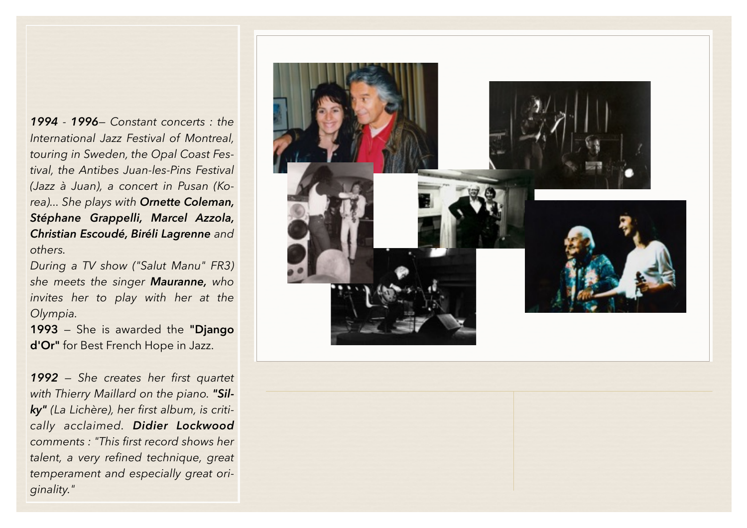***1994*** *-* ***1996****– Constant concerts : the International Jazz Festival of Montreal, touring in Sweden, the Opal Coast Festival, the Antibes Juan-les-Pins Festival (Jazz à Juan), a concert in Pusan (Korea)... She plays with* ***Ornette Coleman, Stéphane Grappelli, Marcel Azzola, Christian Escoudé, Biréli Lagrenne*** *and others.*

*During a TV show ("Salut Manu" FR3) she meets the singer* ***Mauranne,*** *who invites her to play with her at the Olympia.*

**1993** – She is awarded the **"Django d'Or"** for Best French Hope in Jazz.

***1992*** *– She creates her first quartet with Thierry Maillard on the piano.* ***"Silky"*** *(La Lichère), her first album, is critically acclaimed.* ***Didier Lockwood*** *comments : "This first record shows her talent, a very refined technique, great temperament and especially great originality."*